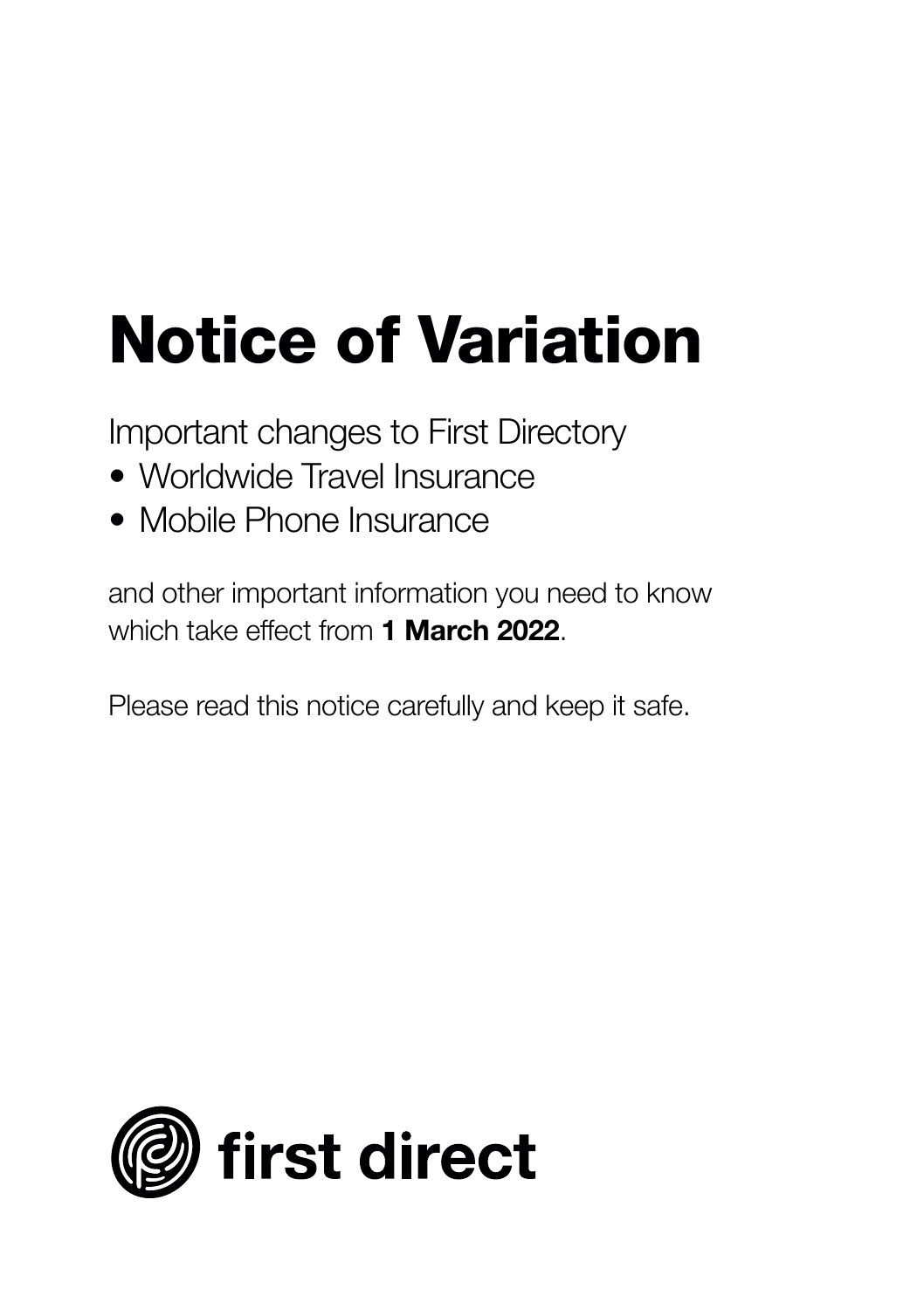# Notice of Variation

Important changes to First Directory

- Worldwide Travel Insurance
- Mobile Phone Insurance

and other important information you need to know which take effect from **1 March 2022**.

Please read this notice carefully and keep it safe.

first direct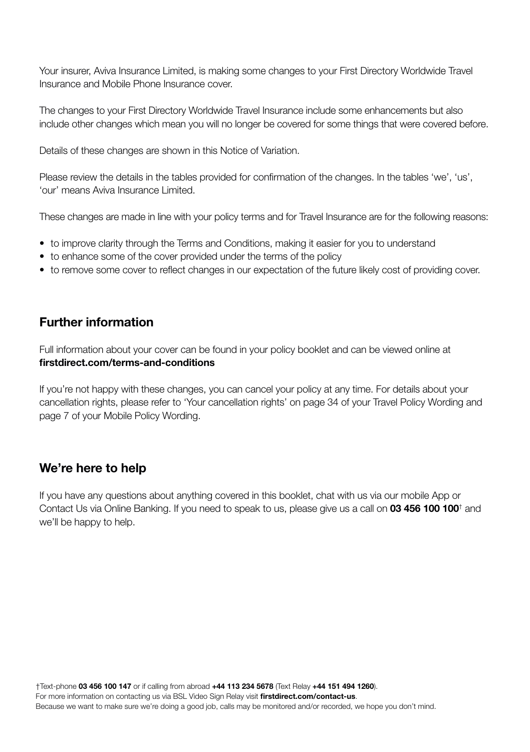Your insurer, Aviva Insurance Limited, is making some changes to your First Directory Worldwide Travel Insurance and Mobile Phone Insurance cover.

The changes to your First Directory Worldwide Travel Insurance include some enhancements but also include other changes which mean you will no longer be covered for some things that were covered before.

Details of these changes are shown in this Notice of Variation.

Please review the details in the tables provided for confirmation of the changes. In the tables 'we', 'us', 'our' means Aviva Insurance Limited.

These changes are made in line with your policy terms and for Travel Insurance are for the following reasons:

- to improve clarity through the Terms and Conditions, making it easier for you to understand
- to enhance some of the cover provided under the terms of the policy
- to remove some cover to reflect changes in our expectation of the future likely cost of providing cover.

## Further information

Full information about your cover can be found in your policy booklet and can be viewed online at **firstdirect.com/terms-and-conditions**

If you're not happy with these changes, you can cancel your policy at any time. For details about your cancellation rights, please refer to 'Your cancellation rights' on page 34 of your Travel Policy Wording and page 7 of your Mobile Policy Wording.

## We're here to help

If you have any questions about anything covered in this booklet, chat with us via our mobile App or Contact Us via Online Banking. If you need to speak to us, please give us a call on **03 456 100 100**† and we'll be happy to help.

†Text-phone **03 456 100 147** or if calling from abroad **+44 113 234 5678** (Text Relay **+44 151 494 1260**).
For more information on contacting us via BSL Video Sign Relay visit **firstdirect.com/contact-us**.
Because we want to make sure we're doing a good job, calls may be monitored and/or recorded, we hope you don't mind.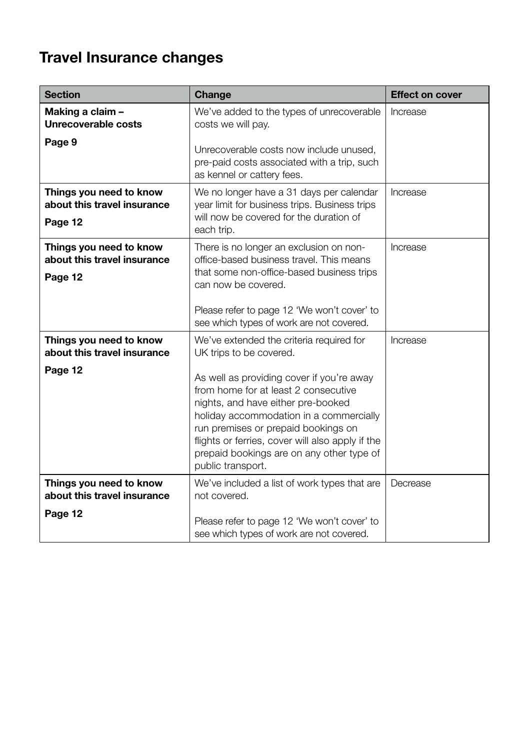# Travel Insurance changes

| Section | Change | Effect on cover |
|---|---|---|
| **Making a claim – Unrecoverable costs**<br><br>**Page 9** | We've added to the types of unrecoverable costs we will pay.<br><br>Unrecoverable costs now include unused, pre-paid costs associated with a trip, such as kennel or cattery fees. | Increase |
| **Things you need to know about this travel insurance**<br><br>**Page 12** | We no longer have a 31 days per calendar year limit for business trips. Business trips will now be covered for the duration of each trip. | Increase |
| **Things you need to know about this travel insurance**<br><br>**Page 12** | There is no longer an exclusion on non-office-based business travel. This means that some non-office-based business trips can now be covered.<br><br>Please refer to page 12 'We won't cover' to see which types of work are not covered. | Increase |
| **Things you need to know about this travel insurance**<br><br>**Page 12** | We've extended the criteria required for UK trips to be covered.<br><br>As well as providing cover if you're away from home for at least 2 consecutive nights, and have either pre-booked holiday accommodation in a commercially run premises or prepaid bookings on flights or ferries, cover will also apply if the prepaid bookings are on any other type of public transport. | Increase |
| **Things you need to know about this travel insurance**<br><br>**Page 12** | We've included a list of work types that are not covered.<br><br>Please refer to page 12 'We won't cover' to see which types of work are not covered. | Decrease |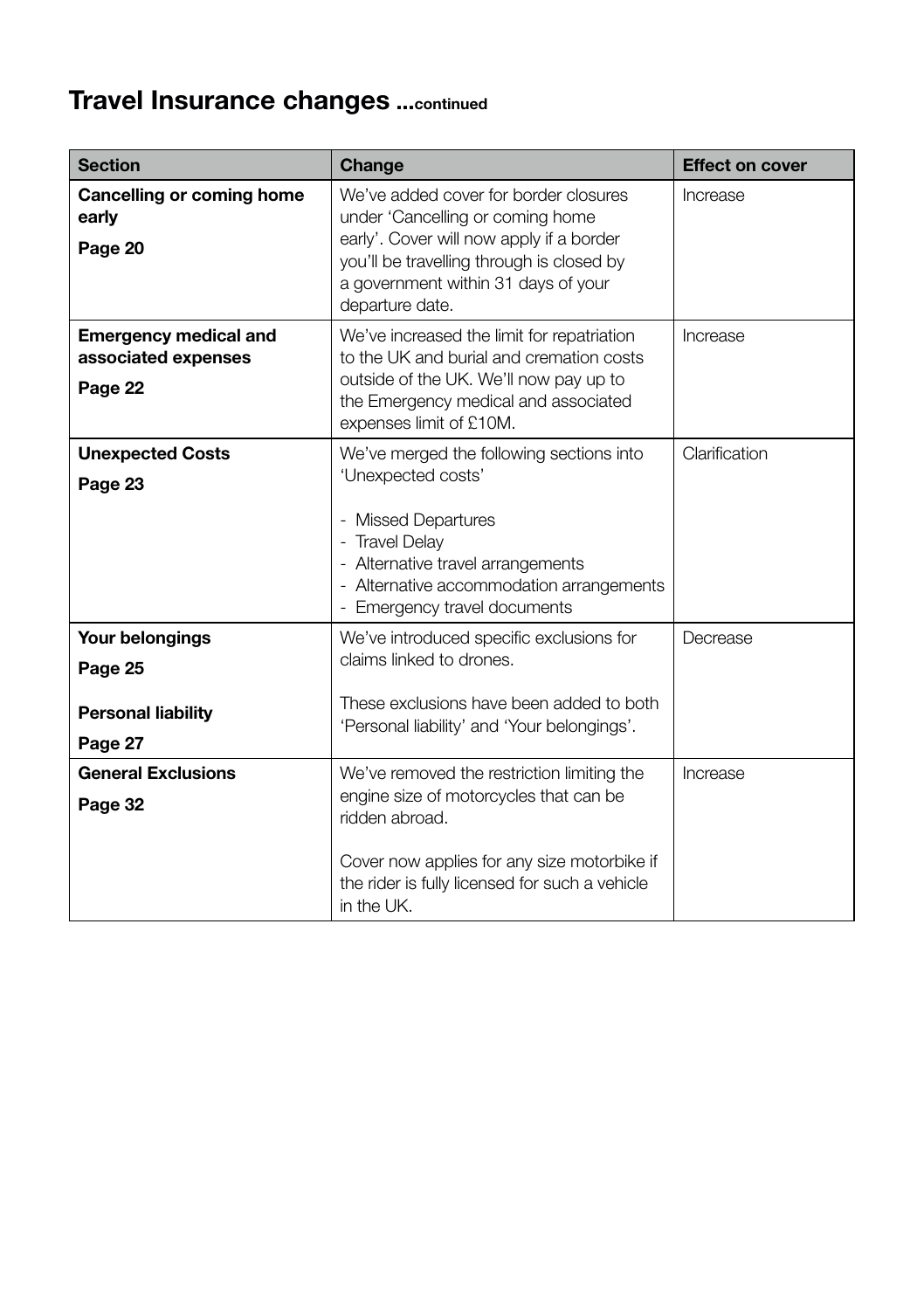# Travel Insurance changes ...continued

| Section | Change | Effect on cover |
|---|---|---|
| **Cancelling or coming home early**<br><br>**Page 20** | We've added cover for border closures under 'Cancelling or coming home early'. Cover will now apply if a border you'll be travelling through is closed by a government within 31 days of your departure date. | Increase |
| **Emergency medical and associated expenses**<br><br>**Page 22** | We've increased the limit for repatriation to the UK and burial and cremation costs outside of the UK. We'll now pay up to the Emergency medical and associated expenses limit of £10M. | Increase |
| **Unexpected Costs**<br><br>**Page 23** | We've merged the following sections into 'Unexpected costs'<br><br>- Missed Departures<br>- Travel Delay<br>- Alternative travel arrangements<br>- Alternative accommodation arrangements<br>- Emergency travel documents | Clarification |
| **Your belongings**<br><br>**Page 25**<br><br>**Personal liability**<br><br>**Page 27** | We've introduced specific exclusions for claims linked to drones.<br><br>These exclusions have been added to both 'Personal liability' and 'Your belongings'. | Decrease |
| **General Exclusions**<br><br>**Page 32** | We've removed the restriction limiting the engine size of motorcycles that can be ridden abroad.<br><br>Cover now applies for any size motorbike if the rider is fully licensed for such a vehicle in the UK. | Increase |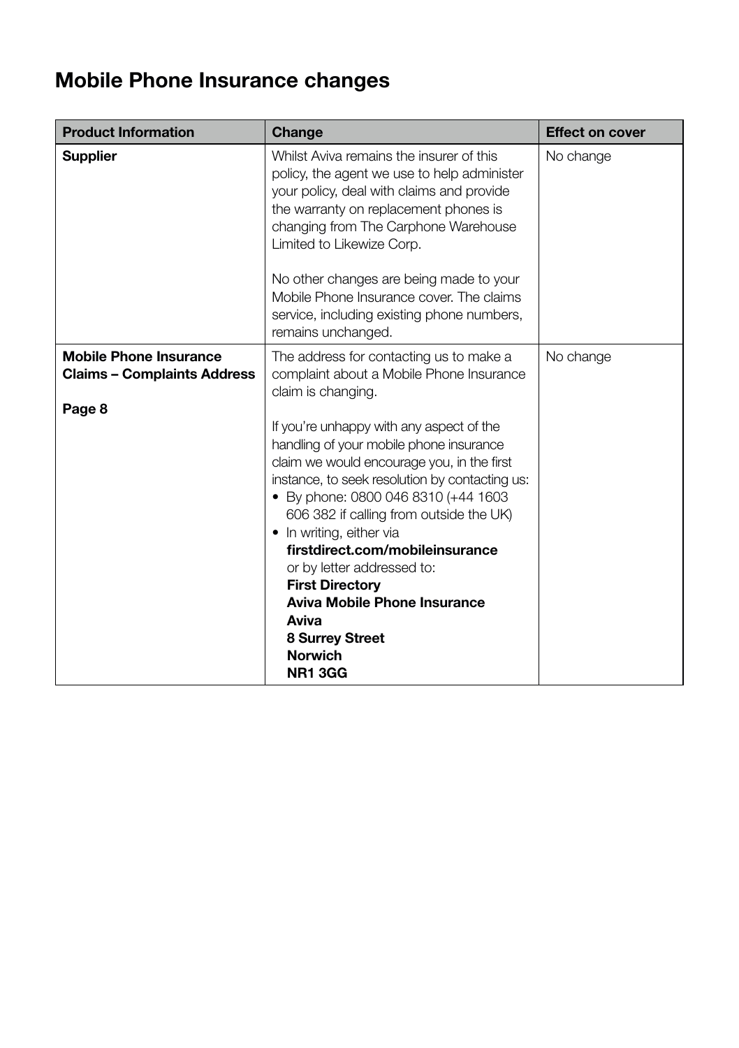# Mobile Phone Insurance changes

| Product Information | Change | Effect on cover |
|---|---|---|
| **Supplier** | Whilst Aviva remains the insurer of this policy, the agent we use to help administer your policy, deal with claims and provide the warranty on replacement phones is changing from The Carphone Warehouse Limited to Likewize Corp.<br><br>No other changes are being made to your Mobile Phone Insurance cover. The claims service, including existing phone numbers, remains unchanged. | No change |
| **Mobile Phone Insurance Claims – Complaints Address**<br><br>**Page 8** | The address for contacting us to make a complaint about a Mobile Phone Insurance claim is changing.<br><br>If you're unhappy with any aspect of the handling of your mobile phone insurance claim we would encourage you, in the first instance, to seek resolution by contacting us:<br>• By phone: 0800 046 8310 (+44 1603 606 382 if calling from outside the UK)<br>• In writing, either via **firstdirect.com/mobileinsurance** or by letter addressed to:<br>**First Directory**<br>**Aviva Mobile Phone Insurance**<br>**Aviva**<br>**8 Surrey Street**<br>**Norwich**<br>**NR1 3GG** | No change |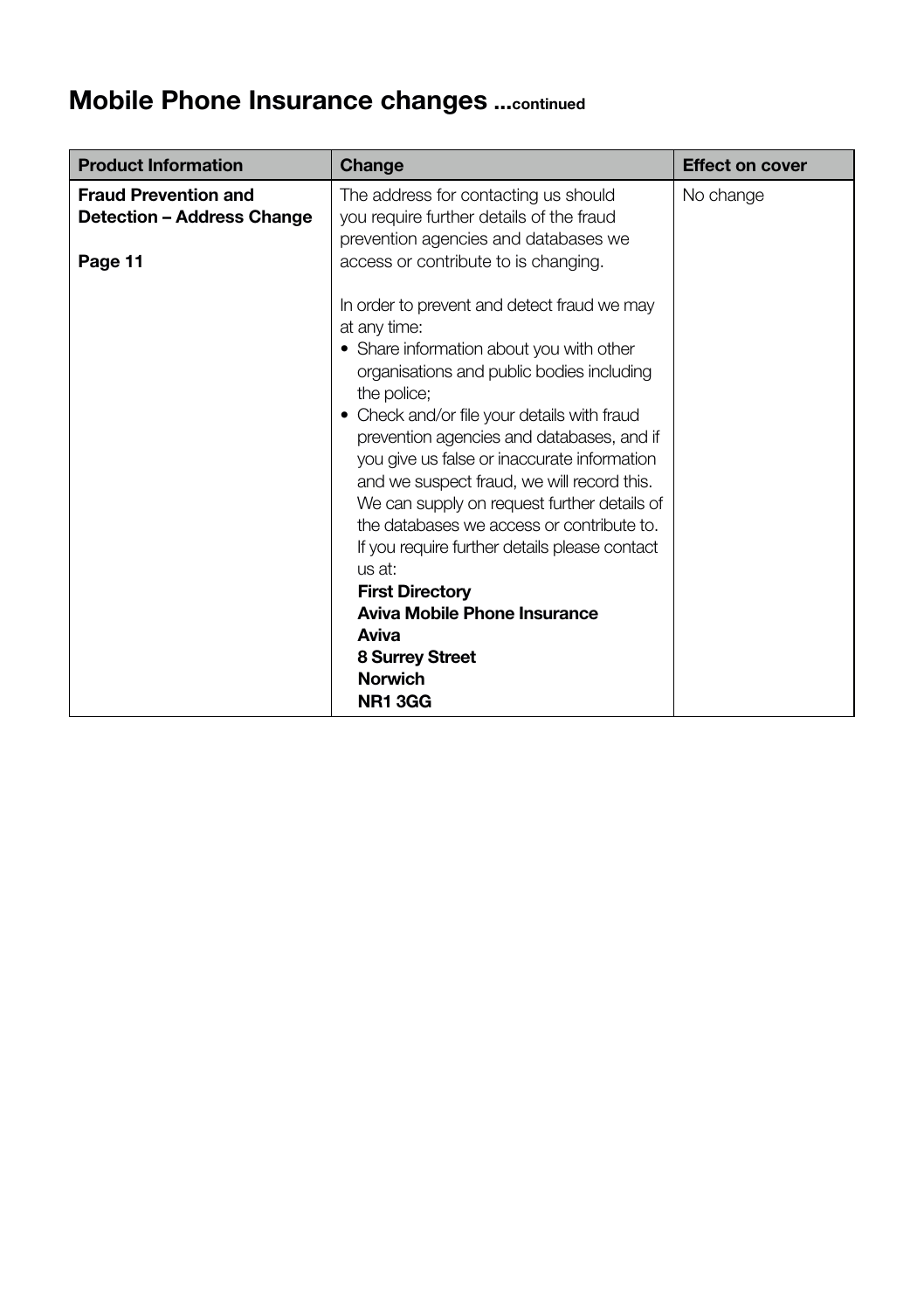# Mobile Phone Insurance changes ...continued

| Product Information | Change | Effect on cover |
|---|---|---|
| **Fraud Prevention and Detection – Address Change**<br><br>**Page 11** | The address for contacting us should you require further details of the fraud prevention agencies and databases we access or contribute to is changing.<br><br>In order to prevent and detect fraud we may at any time:<br>• Share information about you with other organisations and public bodies including the police;<br>• Check and/or file your details with fraud prevention agencies and databases, and if you give us false or inaccurate information and we suspect fraud, we will record this. We can supply on request further details of the databases we access or contribute to. If you require further details please contact us at:<br>**First Directory**<br>**Aviva Mobile Phone Insurance**<br>**Aviva**<br>**8 Surrey Street**<br>**Norwich**<br>**NR1 3GG** | No change |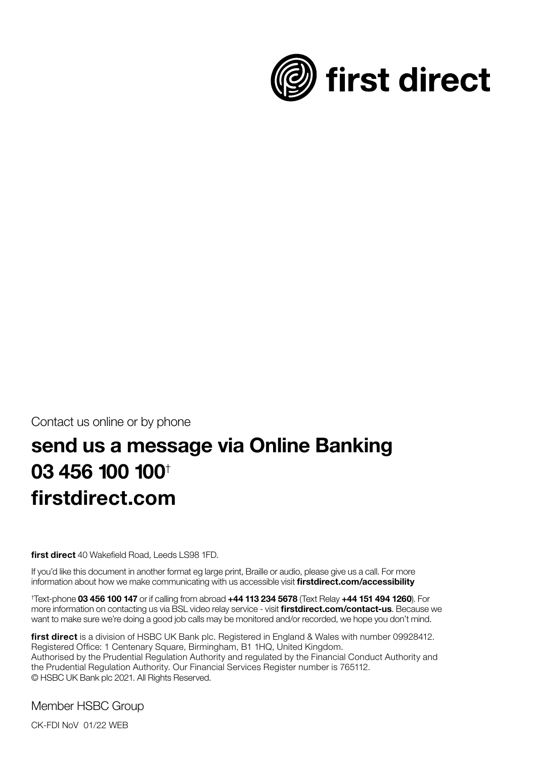first direct

Contact us online or by phone

**send us a message via Online Banking**
**03 456 100 100**†
**firstdirect.com**

**first direct** 40 Wakefield Road, Leeds LS98 1FD.

If you'd like this document in another format eg large print, Braille or audio, please give us a call. For more information about how we make communicating with us accessible visit **firstdirect.com/accessibility**

†Text-phone **03 456 100 147** or if calling from abroad **+44 113 234 5678** (Text Relay **+44 151 494 1260**). For more information on contacting us via BSL video relay service - visit **firstdirect.com/contact-us**. Because we want to make sure we're doing a good job calls may be monitored and/or recorded, we hope you don't mind.

**first direct** is a division of HSBC UK Bank plc. Registered in England & Wales with number 09928412. Registered Office: 1 Centenary Square, Birmingham, B1 1HQ, United Kingdom.
Authorised by the Prudential Regulation Authority and regulated by the Financial Conduct Authority and the Prudential Regulation Authority. Our Financial Services Register number is 765112.
© HSBC UK Bank plc 2021. All Rights Reserved.

Member HSBC Group

CK-FDI NoV 01/22 WEB